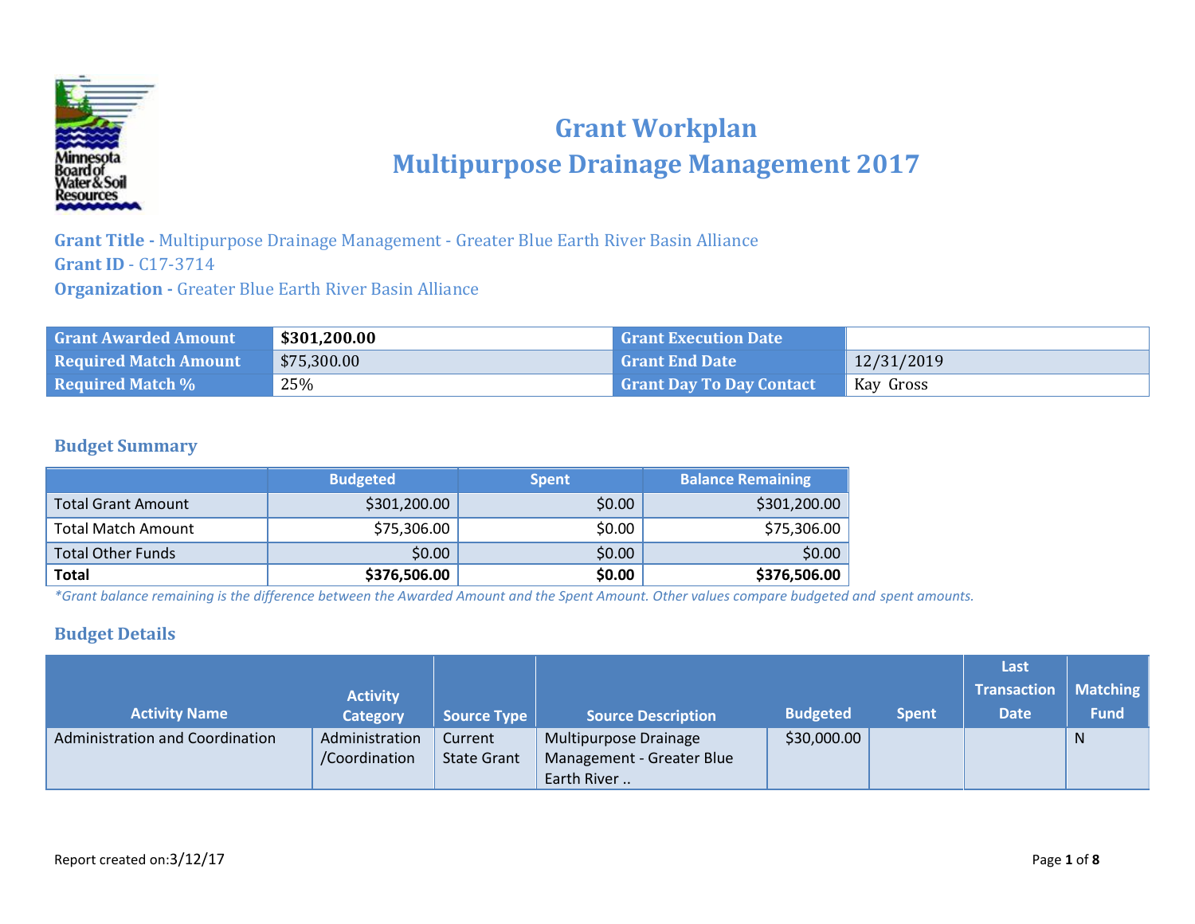# Grant Workplan
# Multipurpose Drainage Management 2017

**Grant Title -** Multipurpose Drainage Management - Greater Blue Earth River Basin Alliance
**Grant ID** - C17-3714
**Organization -** Greater Blue Earth River Basin Alliance

| Grant Awarded Amount | **$301,200.00** | Grant Execution Date | |
|---|---|---|---|
| Required Match Amount | $75,300.00 | Grant End Date | 12/31/2019 |
| Required Match % | 25% | Grant Day To Day Contact | Kay Gross |

## Budget Summary

| | Budgeted | Spent | Balance Remaining |
|---|---|---|---|
| Total Grant Amount | $301,200.00 | $0.00 | $301,200.00 |
| Total Match Amount | $75,306.00 | $0.00 | $75,306.00 |
| Total Other Funds | $0.00 | $0.00 | $0.00 |
| **Total** | **$376,506.00** | **$0.00** | **$376,506.00** |

*\*Grant balance remaining is the difference between the Awarded Amount and the Spent Amount. Other values compare budgeted and spent amounts.*

## Budget Details

| Activity Name | Activity Category | Source Type | Source Description | Budgeted | Spent | Last Transaction Date | Matching Fund |
|---|---|---|---|---|---|---|---|
| Administration and Coordination | Administration /Coordination | Current State Grant | Multipurpose Drainage Management - Greater Blue Earth River .. | $30,000.00 | | | N |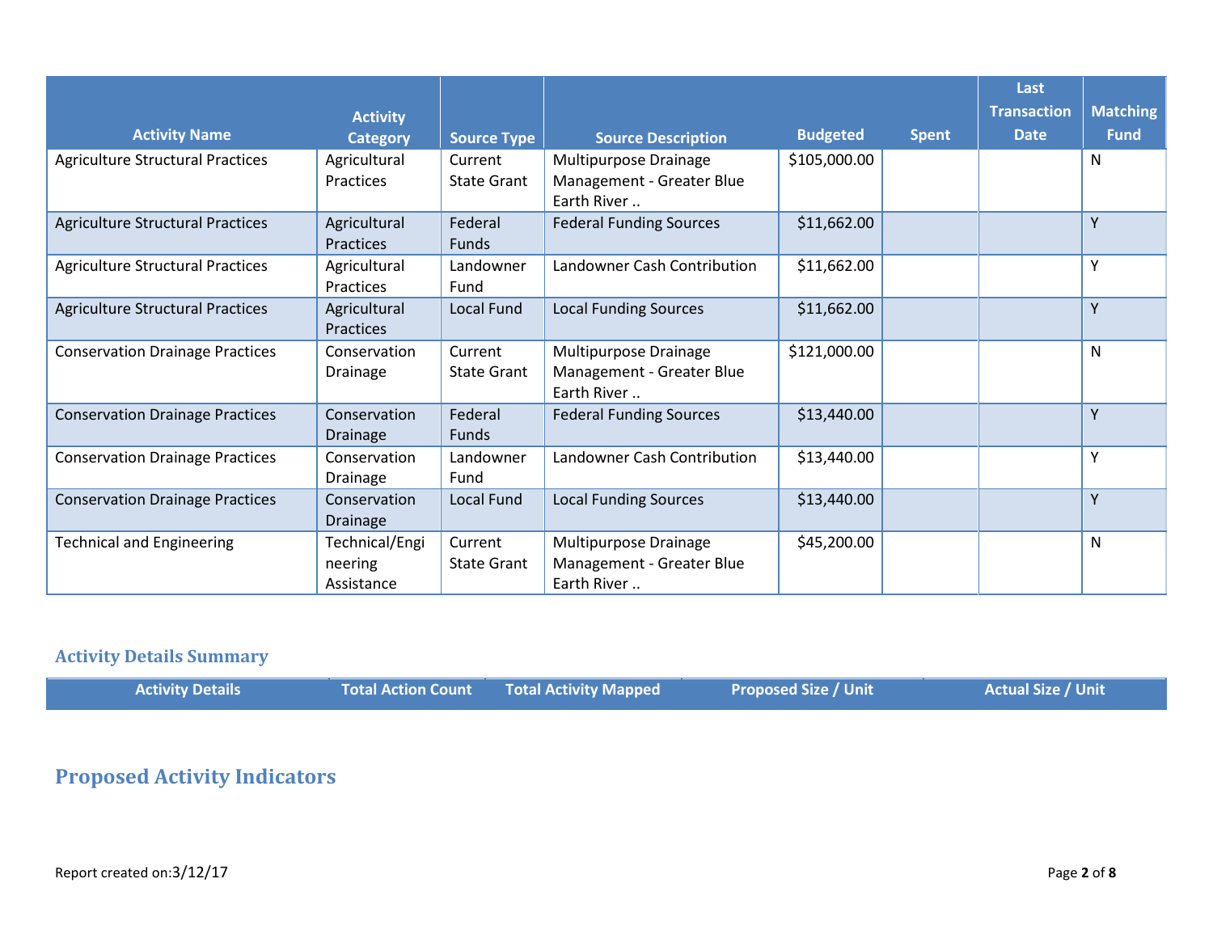| Activity Name | Activity Category | Source Type | Source Description | Budgeted | Spent | Last Transaction Date | Matching Fund |
|---|---|---|---|---|---|---|---|
| Agriculture Structural Practices | Agricultural Practices | Current State Grant | Multipurpose Drainage Management - Greater Blue Earth River .. | $105,000.00 | | | N |
| Agriculture Structural Practices | Agricultural Practices | Federal Funds | Federal Funding Sources | $11,662.00 | | | Y |
| Agriculture Structural Practices | Agricultural Practices | Landowner Fund | Landowner Cash Contribution | $11,662.00 | | | Y |
| Agriculture Structural Practices | Agricultural Practices | Local Fund | Local Funding Sources | $11,662.00 | | | Y |
| Conservation Drainage Practices | Conservation Drainage | Current State Grant | Multipurpose Drainage Management - Greater Blue Earth River .. | $121,000.00 | | | N |
| Conservation Drainage Practices | Conservation Drainage | Federal Funds | Federal Funding Sources | $13,440.00 | | | Y |
| Conservation Drainage Practices | Conservation Drainage | Landowner Fund | Landowner Cash Contribution | $13,440.00 | | | Y |
| Conservation Drainage Practices | Conservation Drainage | Local Fund | Local Funding Sources | $13,440.00 | | | Y |
| Technical and Engineering | Technical/Engineering Assistance | Current State Grant | Multipurpose Drainage Management - Greater Blue Earth River .. | $45,200.00 | | | N |

### Activity Details Summary

| Activity Details | Total Action Count | Total Activity Mapped | Proposed Size / Unit | Actual Size / Unit |
|---|---|---|---|---|

## Proposed Activity Indicators

Report created on:3/12/17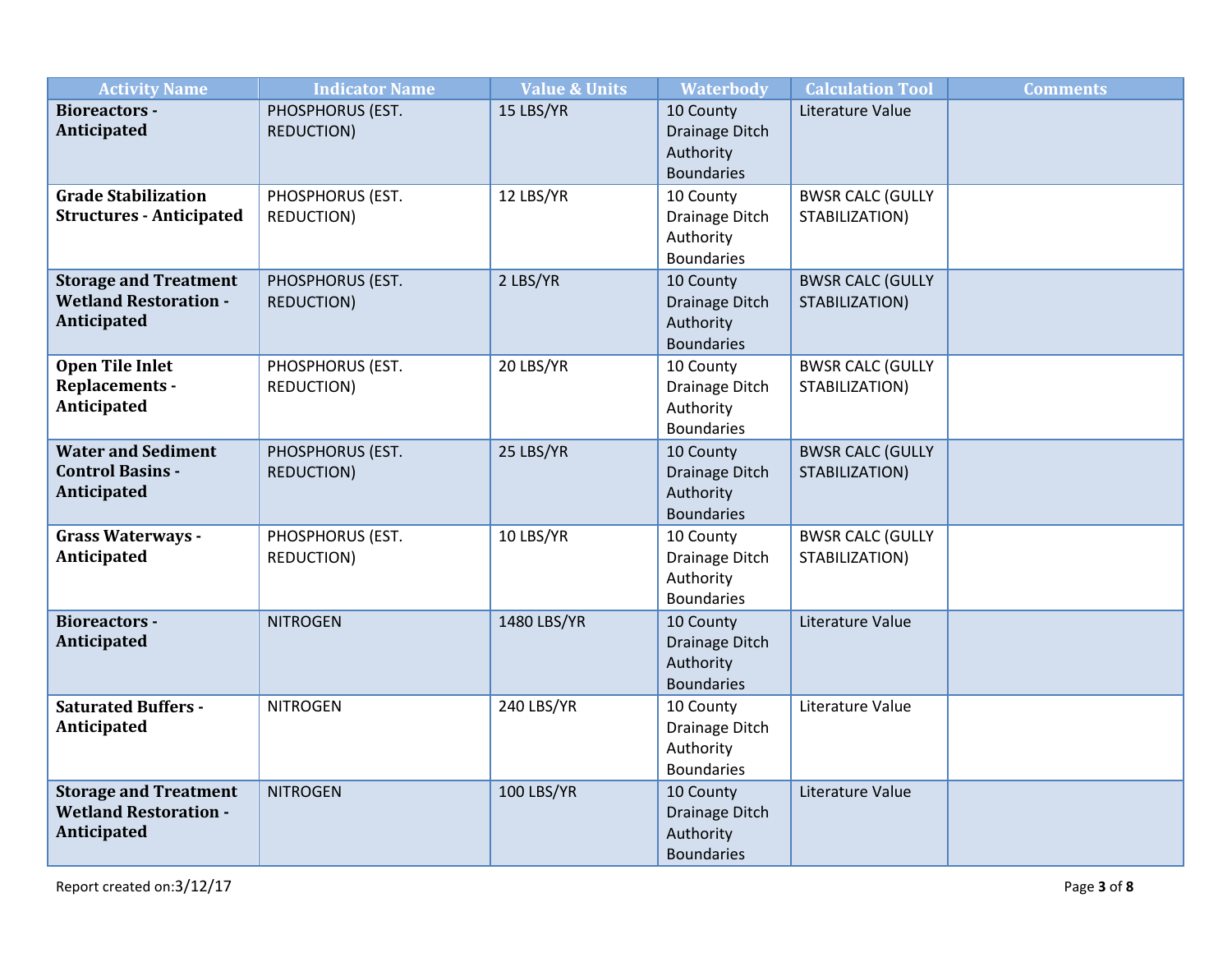| Activity Name | Indicator Name | Value & Units | Waterbody | Calculation Tool | Comments |
|---|---|---|---|---|---|
| **Bioreactors - Anticipated** | PHOSPHORUS (EST. REDUCTION) | 15 LBS/YR | 10 County Drainage Ditch Authority Boundaries | Literature Value | |
| **Grade Stabilization Structures - Anticipated** | PHOSPHORUS (EST. REDUCTION) | 12 LBS/YR | 10 County Drainage Ditch Authority Boundaries | BWSR CALC (GULLY STABILIZATION) | |
| **Storage and Treatment Wetland Restoration - Anticipated** | PHOSPHORUS (EST. REDUCTION) | 2 LBS/YR | 10 County Drainage Ditch Authority Boundaries | BWSR CALC (GULLY STABILIZATION) | |
| **Open Tile Inlet Replacements - Anticipated** | PHOSPHORUS (EST. REDUCTION) | 20 LBS/YR | 10 County Drainage Ditch Authority Boundaries | BWSR CALC (GULLY STABILIZATION) | |
| **Water and Sediment Control Basins - Anticipated** | PHOSPHORUS (EST. REDUCTION) | 25 LBS/YR | 10 County Drainage Ditch Authority Boundaries | BWSR CALC (GULLY STABILIZATION) | |
| **Grass Waterways - Anticipated** | PHOSPHORUS (EST. REDUCTION) | 10 LBS/YR | 10 County Drainage Ditch Authority Boundaries | BWSR CALC (GULLY STABILIZATION) | |
| **Bioreactors - Anticipated** | NITROGEN | 1480 LBS/YR | 10 County Drainage Ditch Authority Boundaries | Literature Value | |
| **Saturated Buffers - Anticipated** | NITROGEN | 240 LBS/YR | 10 County Drainage Ditch Authority Boundaries | Literature Value | |
| **Storage and Treatment Wetland Restoration - Anticipated** | NITROGEN | 100 LBS/YR | 10 County Drainage Ditch Authority Boundaries | Literature Value | |

Report created on:3/12/17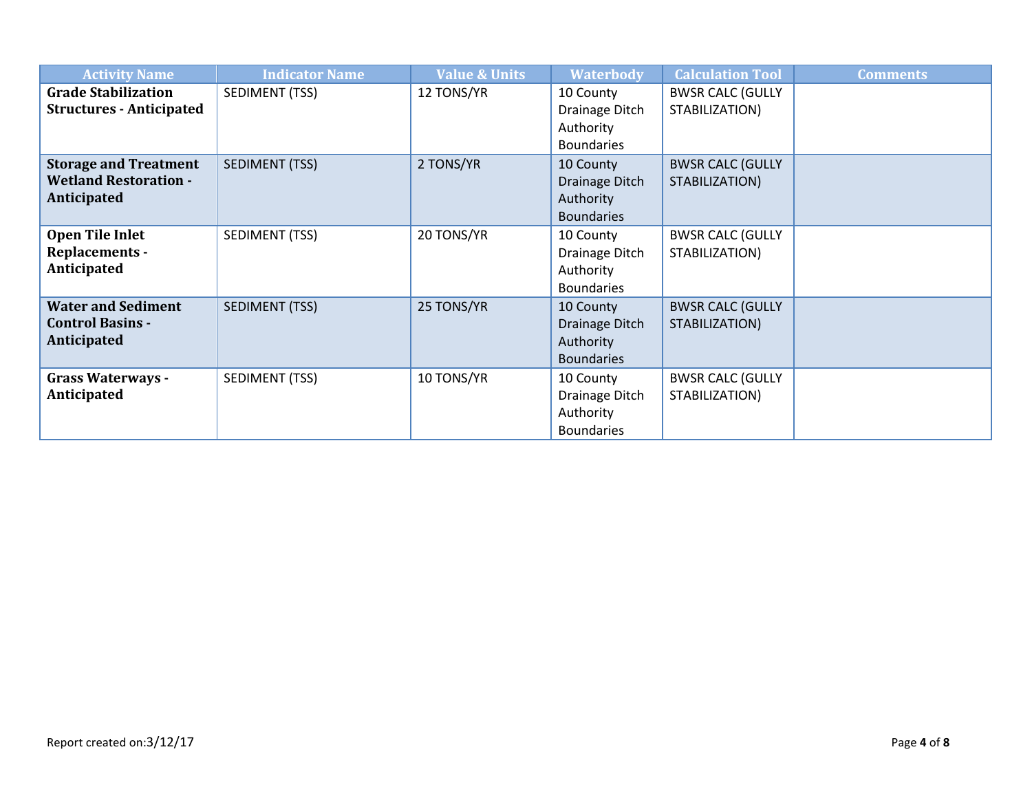| Activity Name | Indicator Name | Value & Units | Waterbody | Calculation Tool | Comments |
|---|---|---|---|---|---|
| **Grade Stabilization Structures - Anticipated** | SEDIMENT (TSS) | 12 TONS/YR | 10 County Drainage Ditch Authority Boundaries | BWSR CALC (GULLY STABILIZATION) | |
| **Storage and Treatment Wetland Restoration - Anticipated** | SEDIMENT (TSS) | 2 TONS/YR | 10 County Drainage Ditch Authority Boundaries | BWSR CALC (GULLY STABILIZATION) | |
| **Open Tile Inlet Replacements - Anticipated** | SEDIMENT (TSS) | 20 TONS/YR | 10 County Drainage Ditch Authority Boundaries | BWSR CALC (GULLY STABILIZATION) | |
| **Water and Sediment Control Basins - Anticipated** | SEDIMENT (TSS) | 25 TONS/YR | 10 County Drainage Ditch Authority Boundaries | BWSR CALC (GULLY STABILIZATION) | |
| **Grass Waterways - Anticipated** | SEDIMENT (TSS) | 10 TONS/YR | 10 County Drainage Ditch Authority Boundaries | BWSR CALC (GULLY STABILIZATION) | |

Report created on:3/12/17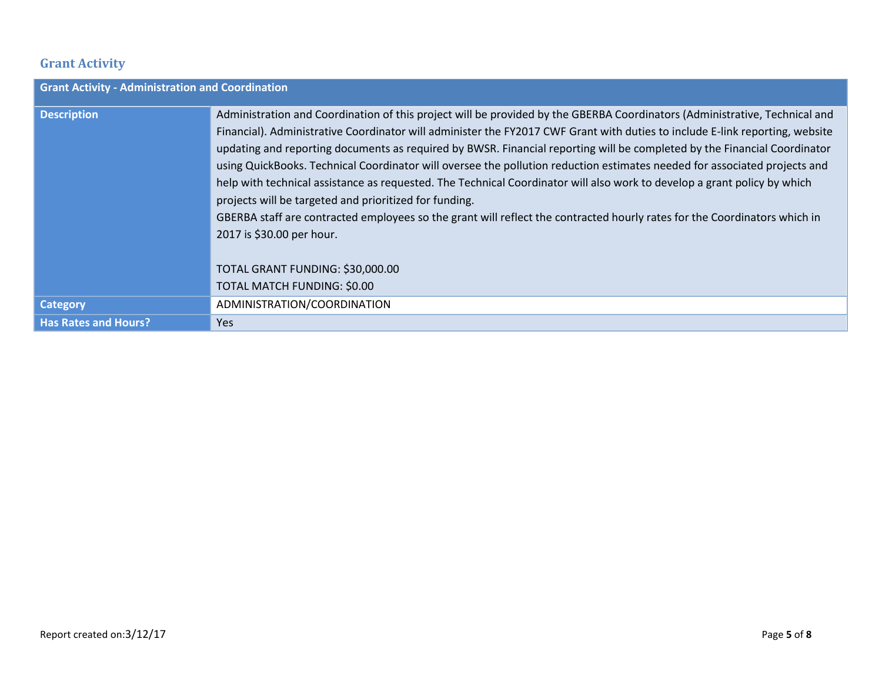## Grant Activity

| Grant Activity - Administration and Coordination | |
|---|---|
| **Description** | Administration and Coordination of this project will be provided by the GBERBA Coordinators (Administrative, Technical and Financial). Administrative Coordinator will administer the FY2017 CWF Grant with duties to include E-link reporting, website updating and reporting documents as required by BWSR. Financial reporting will be completed by the Financial Coordinator using QuickBooks. Technical Coordinator will oversee the pollution reduction estimates needed for associated projects and help with technical assistance as requested. The Technical Coordinator will also work to develop a grant policy by which projects will be targeted and prioritized for funding.<br>GBERBA staff are contracted employees so the grant will reflect the contracted hourly rates for the Coordinators which in 2017 is $30.00 per hour.<br><br>TOTAL GRANT FUNDING: $30,000.00<br>TOTAL MATCH FUNDING: $0.00 |
| **Category** | ADMINISTRATION/COORDINATION |
| **Has Rates and Hours?** | Yes |

Report created on:3/12/17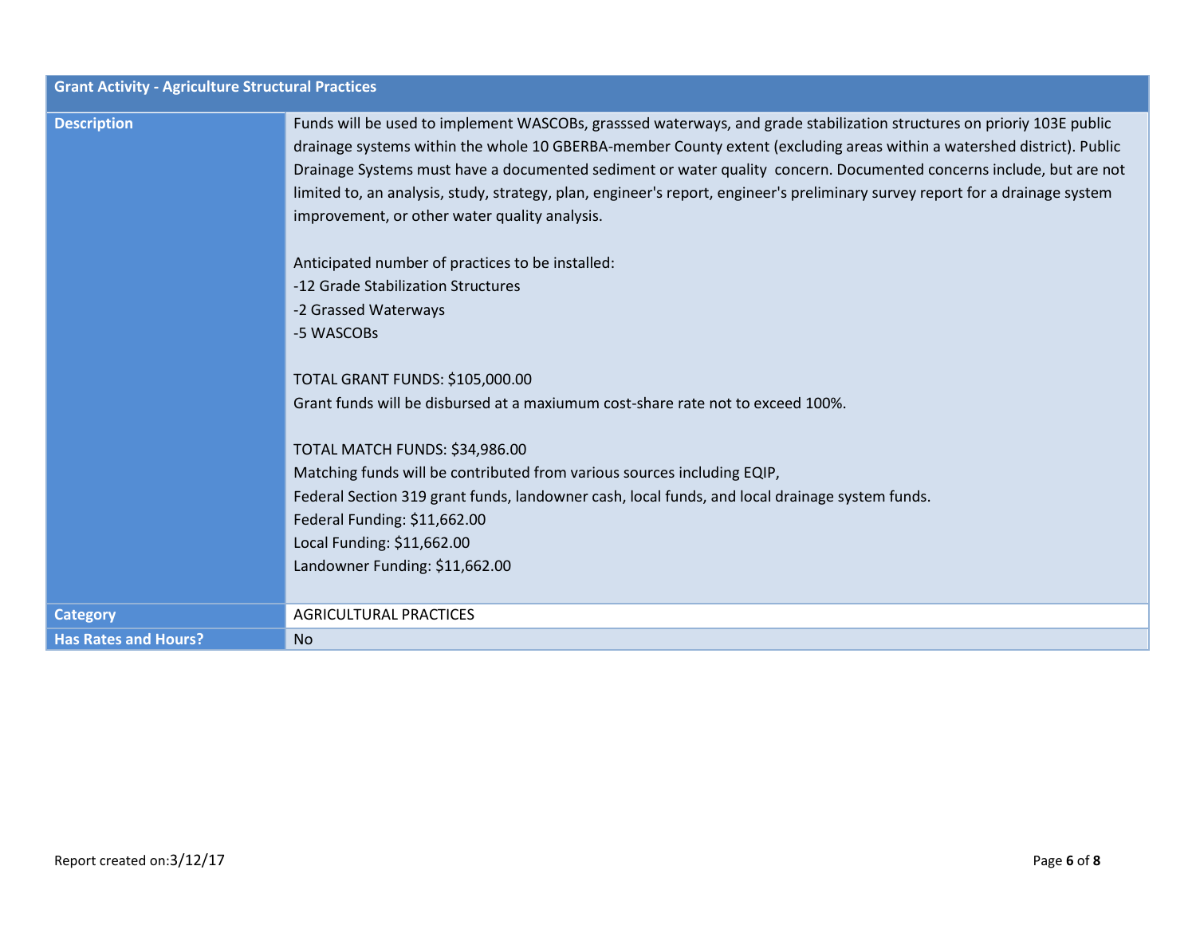| Grant Activity - Agriculture Structural Practices | |
|---|---|
| **Description** | Funds will be used to implement WASCOBs, grasssed waterways, and grade stabilization structures on prioriy 103E public drainage systems within the whole 10 GBERBA-member County extent (excluding areas within a watershed district). Public Drainage Systems must have a documented sediment or water quality concern. Documented concerns include, but are not limited to, an analysis, study, strategy, plan, engineer's report, engineer's preliminary survey report for a drainage system improvement, or other water quality analysis.<br><br>Anticipated number of practices to be installed:<br>-12 Grade Stabilization Structures<br>-2 Grassed Waterways<br>-5 WASCOBs<br><br>TOTAL GRANT FUNDS: $105,000.00<br>Grant funds will be disbursed at a maxiumum cost-share rate not to exceed 100%.<br><br>TOTAL MATCH FUNDS: $34,986.00<br>Matching funds will be contributed from various sources including EQIP,<br>Federal Section 319 grant funds, landowner cash, local funds, and local drainage system funds.<br>Federal Funding: $11,662.00<br>Local Funding: $11,662.00<br>Landowner Funding: $11,662.00 |
| **Category** | AGRICULTURAL PRACTICES |
| **Has Rates and Hours?** | No |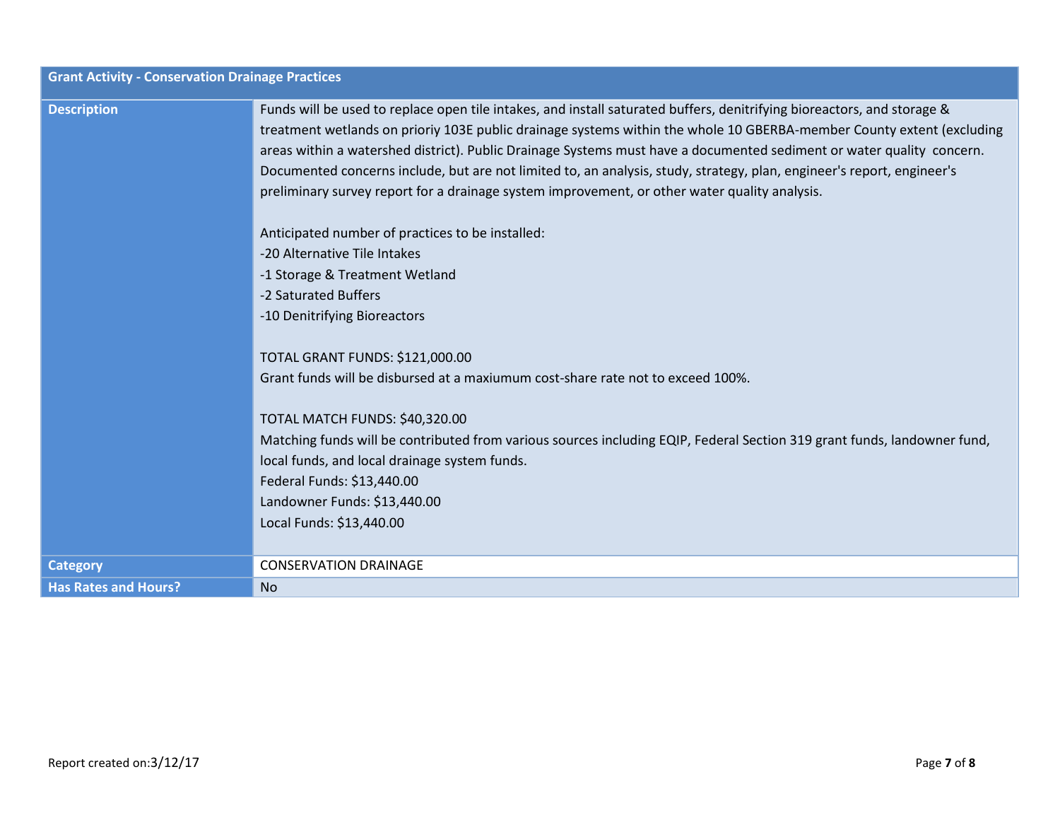| Grant Activity - Conservation Drainage Practices | |
|---|---|
| Description | Funds will be used to replace open tile intakes, and install saturated buffers, denitrifying bioreactors, and storage & treatment wetlands on prioriy 103E public drainage systems within the whole 10 GBERBA-member County extent (excluding areas within a watershed district). Public Drainage Systems must have a documented sediment or water quality concern. Documented concerns include, but are not limited to, an analysis, study, strategy, plan, engineer's report, engineer's preliminary survey report for a drainage system improvement, or other water quality analysis.<br><br>Anticipated number of practices to be installed:<br>-20 Alternative Tile Intakes<br>-1 Storage & Treatment Wetland<br>-2 Saturated Buffers<br>-10 Denitrifying Bioreactors<br><br>TOTAL GRANT FUNDS: $121,000.00<br>Grant funds will be disbursed at a maxiumum cost-share rate not to exceed 100%.<br><br>TOTAL MATCH FUNDS: $40,320.00<br>Matching funds will be contributed from various sources including EQIP, Federal Section 319 grant funds, landowner fund, local funds, and local drainage system funds.<br>Federal Funds: $13,440.00<br>Landowner Funds: $13,440.00<br>Local Funds: $13,440.00 |
| Category | CONSERVATION DRAINAGE |
| Has Rates and Hours? | No |

Report created on:3/12/17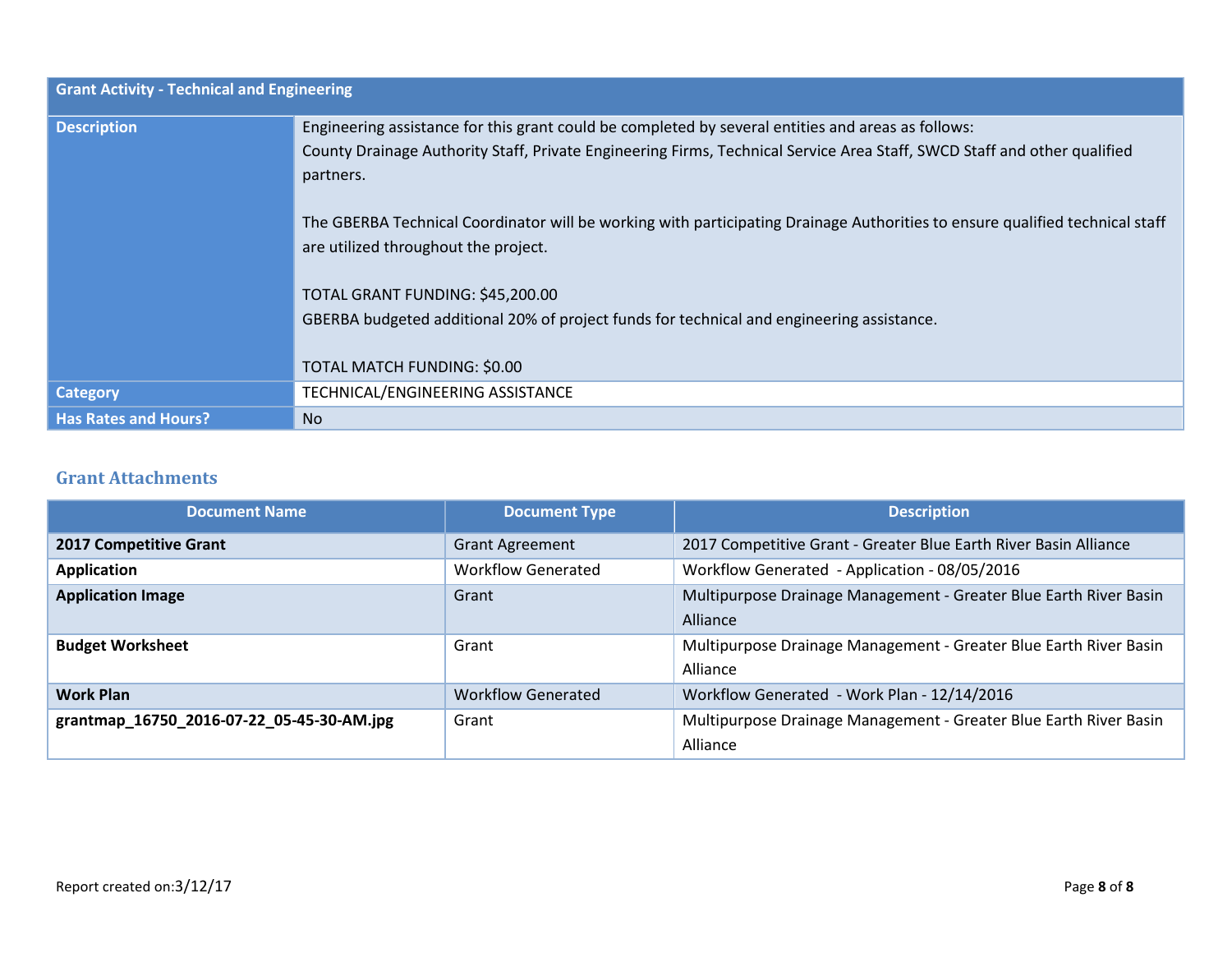| Grant Activity - Technical and Engineering | |
| --- | --- |
| Description | Engineering assistance for this grant could be completed by several entities and areas as follows:<br>County Drainage Authority Staff, Private Engineering Firms, Technical Service Area Staff, SWCD Staff and other qualified partners.<br><br>The GBERBA Technical Coordinator will be working with participating Drainage Authorities to ensure qualified technical staff are utilized throughout the project.<br><br>TOTAL GRANT FUNDING: $45,200.00<br>GBERBA budgeted additional 20% of project funds for technical and engineering assistance.<br><br>TOTAL MATCH FUNDING: $0.00 |
| Category | TECHNICAL/ENGINEERING ASSISTANCE |
| Has Rates and Hours? | No |

## Grant Attachments

| Document Name | Document Type | Description |
| --- | --- | --- |
| **2017 Competitive Grant** | Grant Agreement | 2017 Competitive Grant - Greater Blue Earth River Basin Alliance |
| **Application** | Workflow Generated | Workflow Generated - Application - 08/05/2016 |
| **Application Image** | Grant | Multipurpose Drainage Management - Greater Blue Earth River Basin Alliance |
| **Budget Worksheet** | Grant | Multipurpose Drainage Management - Greater Blue Earth River Basin Alliance |
| **Work Plan** | Workflow Generated | Workflow Generated - Work Plan - 12/14/2016 |
| **grantmap_16750_2016-07-22_05-45-30-AM.jpg** | Grant | Multipurpose Drainage Management - Greater Blue Earth River Basin Alliance |